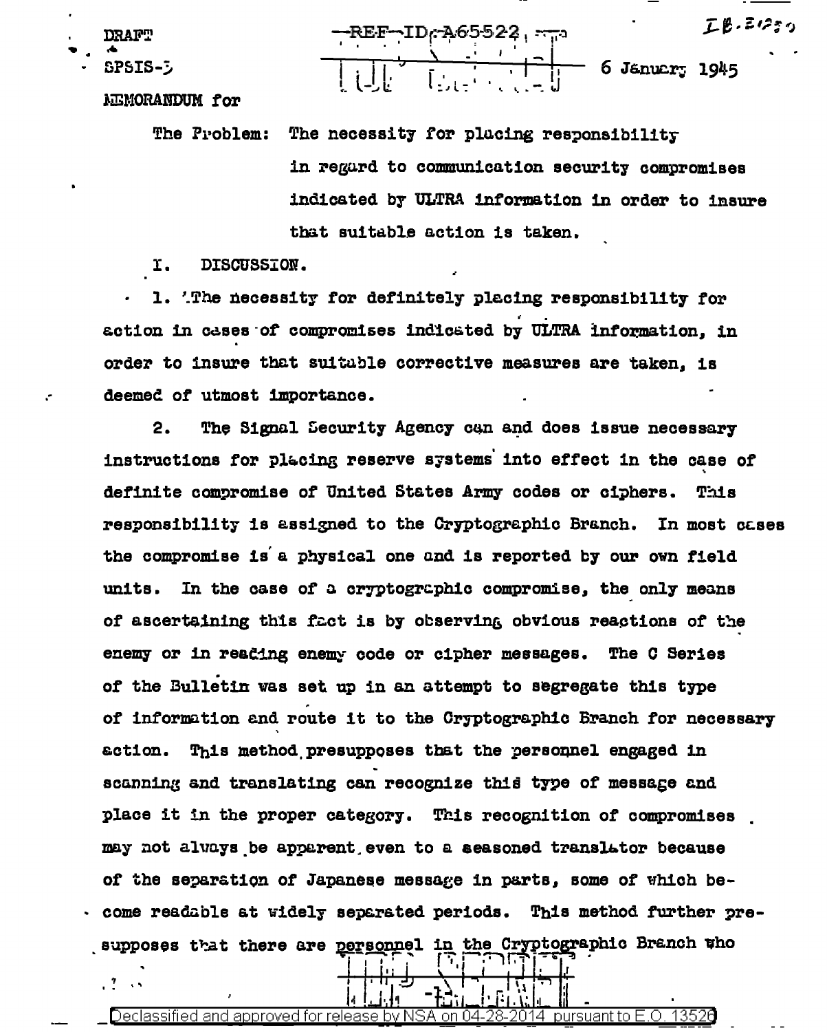DRAFT

SPSIS-5

REF ID: A65522

6 January 1945

MEMORANDUM for

The Problem: The necessity for placing responsibility in regard to communication security compromises indicated by ULTRA information in order to insure that suitable action is taken.

I. DISCUSSION.

1. The necessity for definitely placing responsibility for action in cases of compromises indicated by ULTRA information, in order to insure that suitable corrective measures are taken, is deemed of utmost importance.

2. The Signal Security Agency can and does issue necessary instructions for placing reserve systems into effect in the case of definite compromise of United States Army codes or ciphers. This responsibility is assigned to the Cryptographic Branch. In most cases the compromise is a physical one and is reported by our own field units. In the case of a cryptographic compromise, the only means of ascertaining this fact is by observing obvious reactions of the enemy or in reading enemy code or cipher messages. The C Series of the Bulletin was set up in an attempt to segregate this type of information and route it to the Cryptographic Branch for necessary action. This method presupposes that the personnel engaged in scanning and translating can recognize this type of message and place it in the proper category. This recognition of compromises may not always be apparent even to a seasoned translator because of the separation of Japanese message in parts, some of which become readable at widely separated periods. This method further presupposes that there are personnel in the Cryptographic Branch who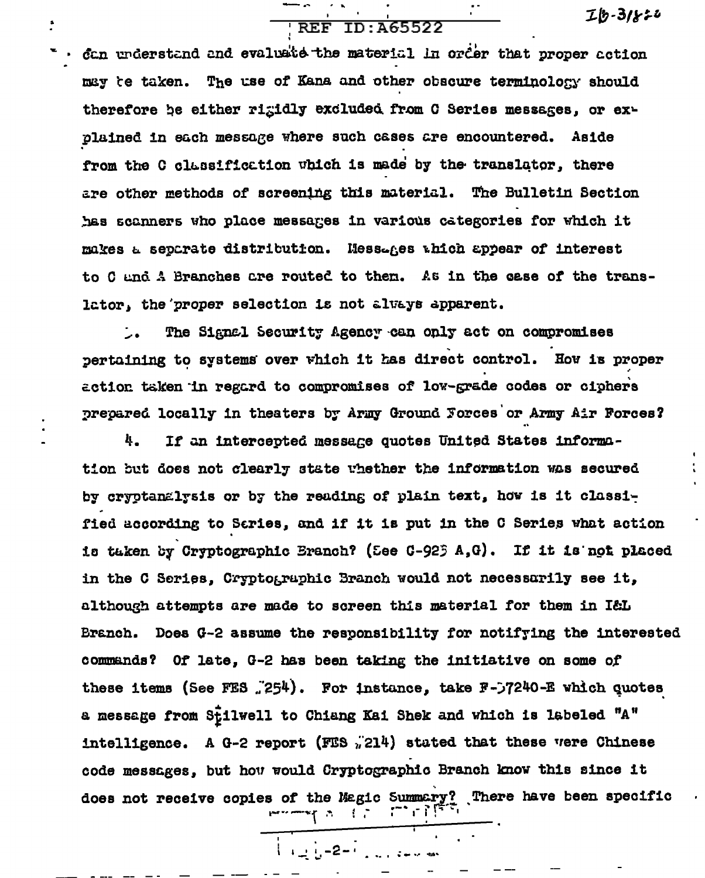can understand and evaluate the material in order that proper action may be taken. The use of Kana and other obscure terminology should therefore be either rigidly excluded from C Series messages, or explained in each message where such cases are encountered. Aside from the C classification which is made by the translator, there are other methods of screening this material. The Bulletin Section has scanners who place messages in various categories for which it makes a separate distribution. Messages which appear of interest to C and A Branches are routed to them. As in the case of the translator, the proper selection is not always apparent.

3. The Signal Security Agency can only act on compromises pertaining to systems over which it has direct control. How is proper action taken in regard to compromises of low-grade codes or ciphers prepared locally in theaters by Army Ground Forces or Army Air Forces?

4. If an intercepted message quotes United States information but does not clearly state whether the information was secured by cryptanalysis or by the reading of plain text, how is it classified according to Series, and if it is put in the C Series what action is taken by Cryptographic Branch? (See C-923 A,G). If it is not placed in the C Series, Cryptographic Branch would not necessarily see it, although attempts are made to screen this material for them in I&L Branch. Does G-2 assume the responsibility for notifying the interested commands? Of late, G-2 has been taking the initiative on some of these items (See FES #254). For instance, take F-37240-E which quotes a message from Stilwell to Chiang Kai Shek and which is labeled "A" intelligence. A G-2 report (FES #214) stated that these were Chinese code messages, but how would Cryptographic Branch know this since it does not receive copies of the Magic Summary? There have been specific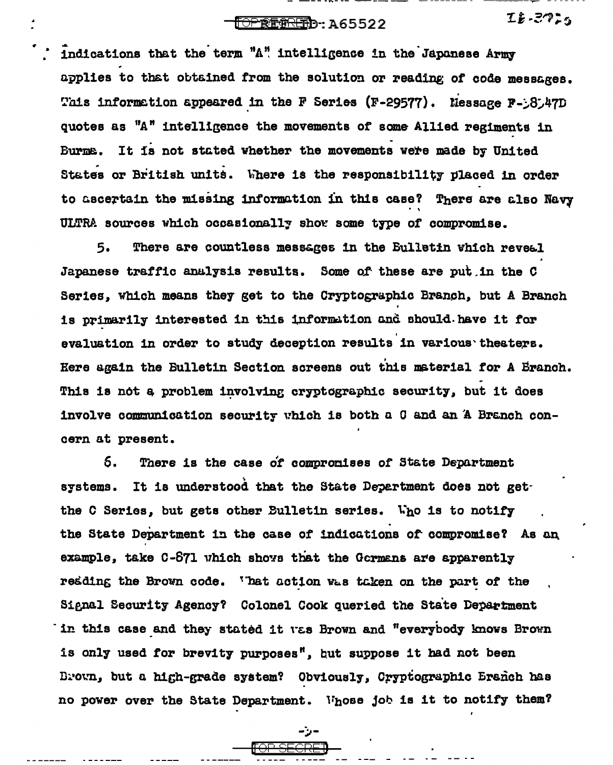indications that the term "A" intelligence in the Japanese Army applies to that obtained from the solution or reading of code messages. This information appeared in the F Series (F-29577). Message F-38347D quotes as "A" intelligence the movements of some Allied regiments in Burma. It is not stated whether the movements were made by United States or British units. Where is the responsibility placed in order to ascertain the missing information in this case? There are also Navy ULTRA sources which occasionally show some type of compromise.

5. There are countless messages in the Bulletin which reveal Japanese traffic analysis results. Some of these are put in the C Series, which means they get to the Cryptographic Branch, but A Branch is primarily interested in this information and should have it for evaluation in order to study deception results in various theaters. Here again the Bulletin Section screens out this material for A Branch. This is not a problem involving cryptographic security, but it does involve communication security which is both a C and an A Branch concern at present.

6. There is the case of compromises of State Department systems. It is understood that the State Department does not get the C Series, but gets other Bulletin series. Who is to notify the State Department in the case of indications of compromise? As an example, take C-871 which shows that the Germans are apparently reading the Brown code. What action was taken on the part of the Signal Security Agency? Colonel Cook queried the State Department in this case and they stated it was Brown and "everybody knows Brown is only used for brevity purposes", but suppose it had not been Brown, but a high-grade system? Obviously, Cryptographic Branch has no power over the State Department. Whose job is it to notify them?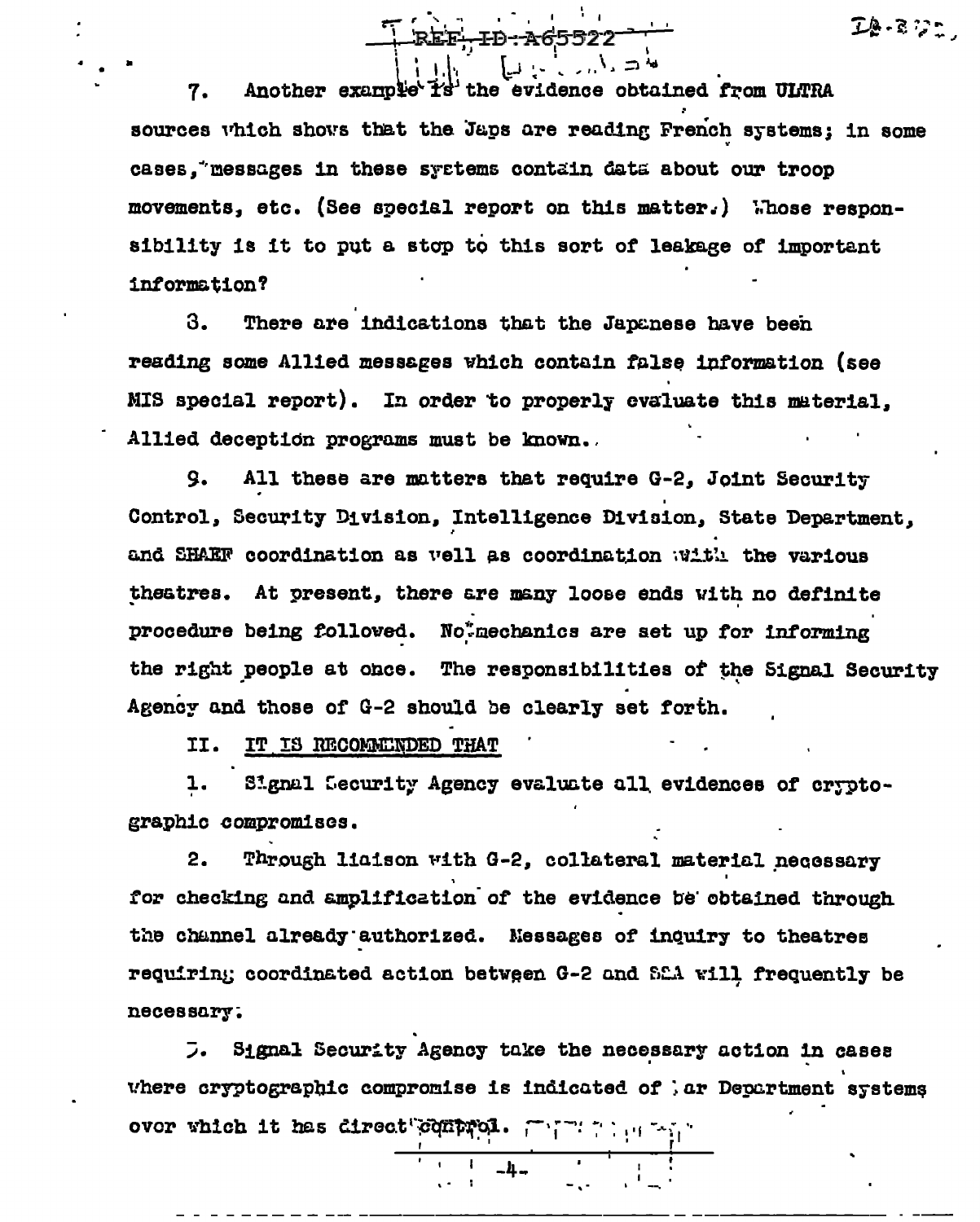7. Another example is the evidence obtained from ULTRA sources which shows that the Japs are reading French systems; in some cases, messages in these systems contain data about our troop movements, etc. (See special report on this matter.) Whose responsibility is it to put a stop to this sort of leakage of important information?

8. There are indications that the Japanese have been reading some Allied messages which contain false information (see MIS special report). In order to properly evaluate this material, Allied deception programs must be known.

9. All these are matters that require G-2, Joint Security Control, Security Division, Intelligence Division, State Department, and SHAEF coordination as well as coordination with the various theatres. At present, there are many loose ends with no definite procedure being followed. No mechanics are set up for informing the right people at once. The responsibilities of the Signal Security Agency and those of G-2 should be clearly set forth.

II. <u>IT IS RECOMMENDED THAT</u>

1. Signal Security Agency evaluate all evidences of cryptographic compromises.

2. Through liaison with G-2, collateral material necessary for checking and amplification of the evidence be obtained through the channel already authorized. Messages of inquiry to theatres requiring coordinated action between G-2 and SSA will frequently be necessary.

3. Signal Security Agency take the necessary action in cases where cryptographic compromise is indicated of War Department systems over which it has direct control.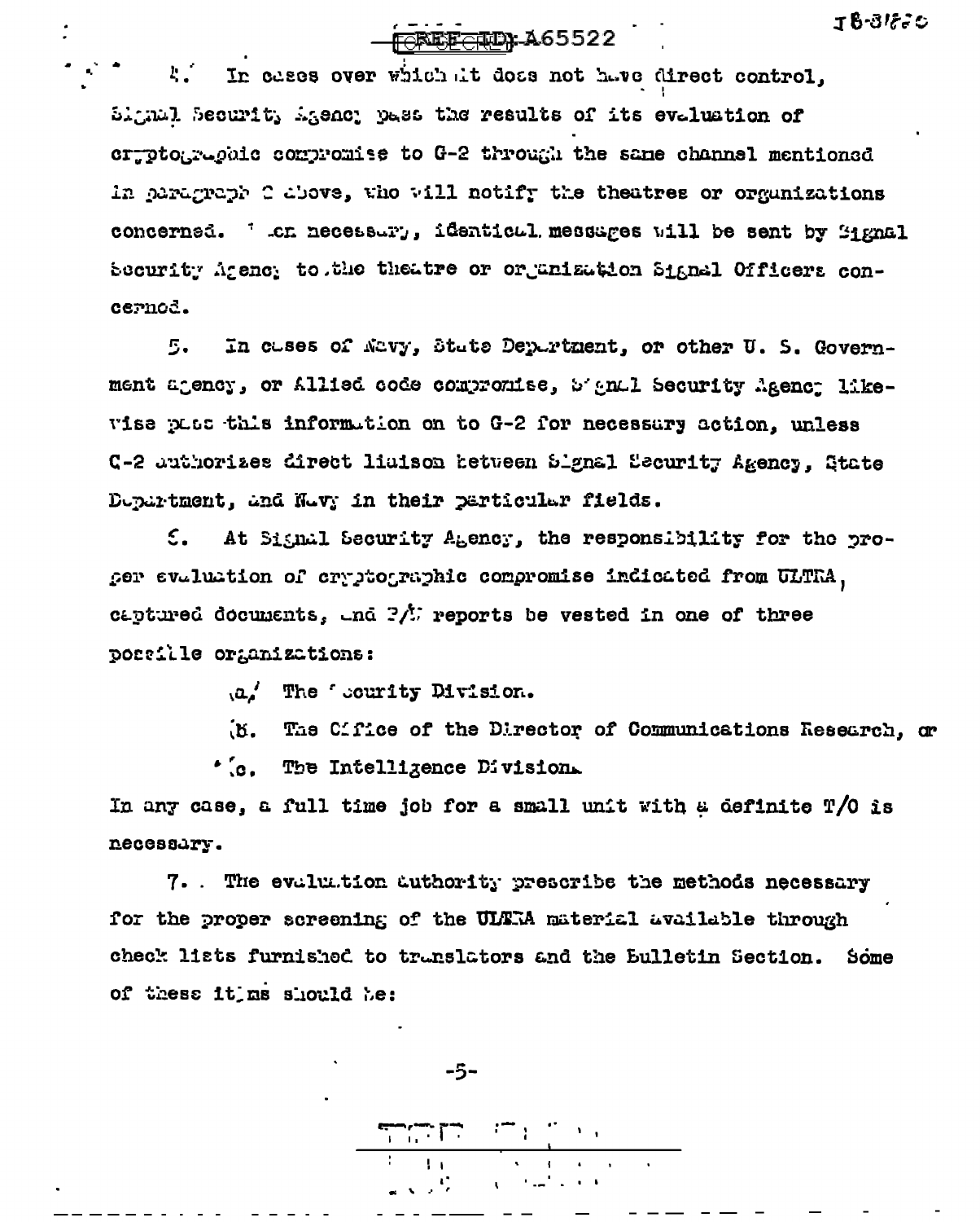4. In cases over which it does not have direct control, Signal Security Agency pass the results of its evaluation of cryptographic compromise to G-2 through the same channel mentioned in paragraph 2 above, who will notify the theatres or organizations concerned. When necessary, identical messages will be sent by Signal Security Agency to the theatre or organization Signal Officers concerned.

5. In cases of Navy, State Department, or other U. S. Government agency, or Allied code compromise, Signal Security Agency likewise pass this information on to G-2 for necessary action, unless G-2 authorizes direct liaison between Signal Security Agency, State Department, and Navy in their particular fields.

6. At Signal Security Agency, the responsibility for the proper evaluation of cryptographic compromise indicated from ULTRA, captured documents, and P/W reports be vested in one of three possible organizations:

a. The Security Division.

b. The Office of the Director of Communications Research, or

c. The Intelligence Division.

In any case, a full time job for a small unit with a definite T/O is necessary.

7. The evaluation authority prescribe the methods necessary for the proper screening of the ULTRA material available through check lists furnished to translators and the Bulletin Section. Some of these items should be: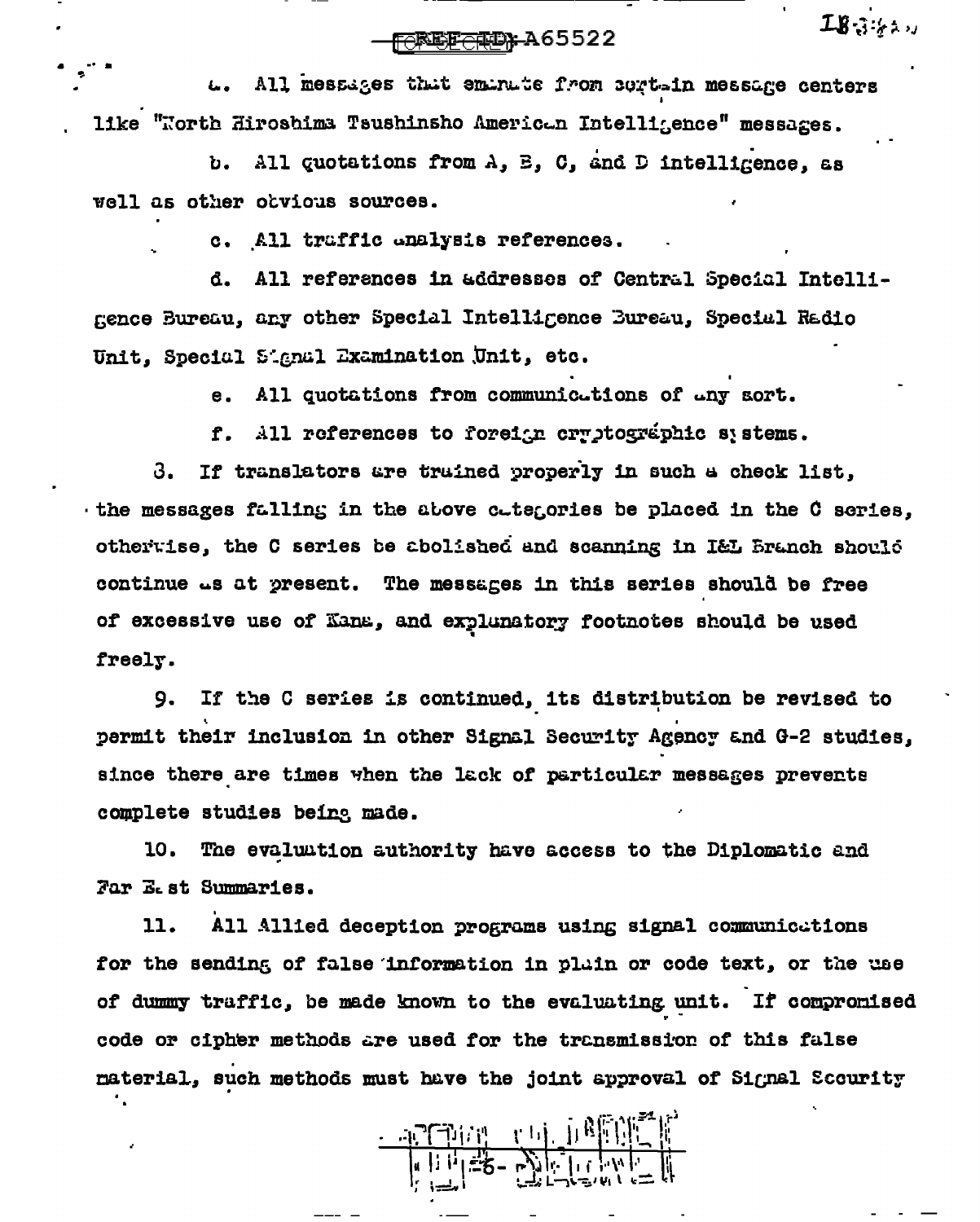a. All messages that emanate from certain message centers like "North Hiroshima Tsushinsho American Intelligence" messages.

b. All quotations from A, B, C, and D intelligence, as well as other obvious sources.

c. All traffic analysis references.

d. All references in addresses of Central Special Intelligence Bureau, any other Special Intelligence Bureau, Special Radio Unit, Special Signal Examination Unit, etc.

e. All quotations from communications of any sort.

f. All references to foreign cryptographic systems.

8. If translators are trained properly in such a check list, the messages falling in the above categories be placed in the C series, otherwise, the C series be abolished and scanning in I&L Branch should continue as at present. The messages in this series should be free of excessive use of Kana, and explanatory footnotes should be used freely.

9. If the C series is continued, its distribution be revised to permit their inclusion in other Signal Security Agency and G-2 studies, since there are times when the lack of particular messages prevents complete studies being made.

10. The evaluation authority have access to the Diplomatic and Far East Summaries.

11. All Allied deception programs using signal communications for the sending of false information in plain or code text, or the use of dummy traffic, be made known to the evaluating unit. If compromised code or cipher methods are used for the transmission of this false material, such methods must have the joint approval of Signal Security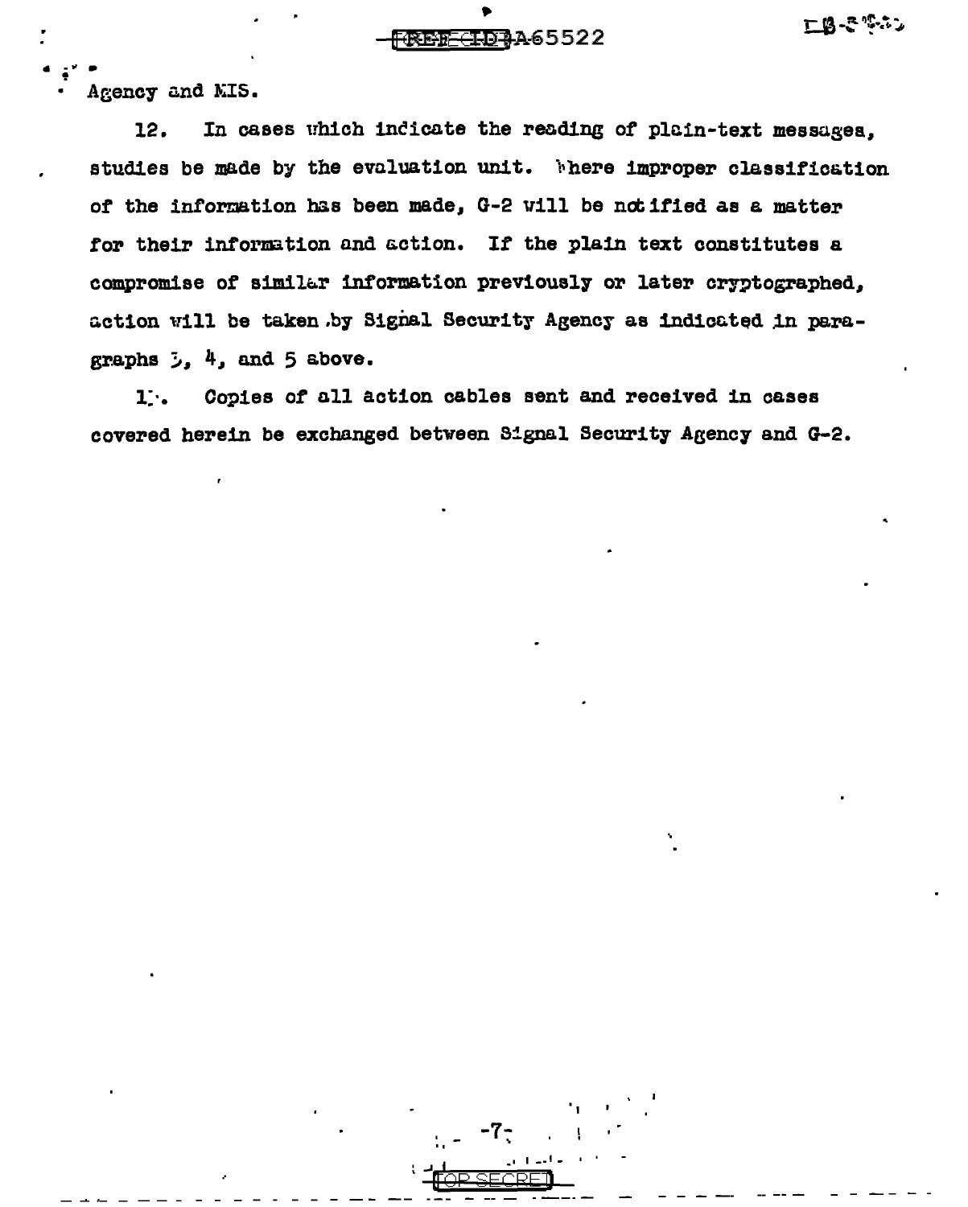Agency and MIS.

12. In cases which indicate the reading of plain-text messages, studies be made by the evaluation unit. Where improper classification of the information has been made, G-2 will be notified as a matter for their information and action. If the plain text constitutes a compromise of similar information previously or later cryptographed, action will be taken by Signal Security Agency as indicated in paragraphs 3, 4, and 5 above.

13. Copies of all action cables sent and received in cases covered herein be exchanged between Signal Security Agency and G-2.